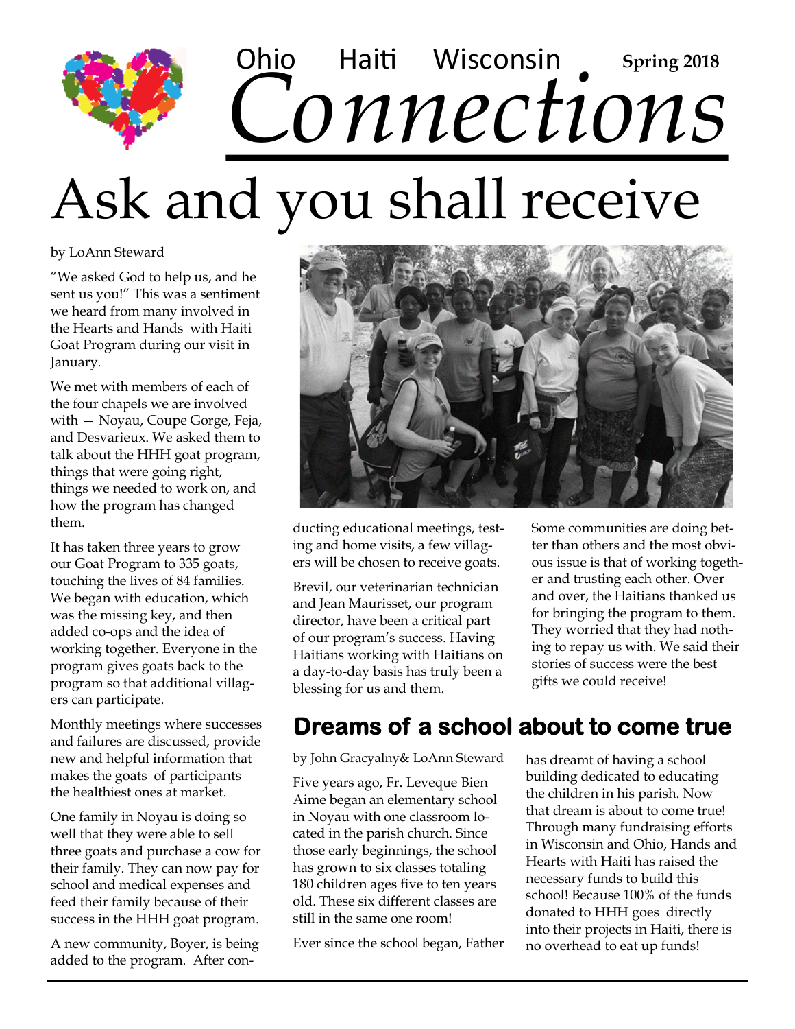Ohio Haiti Wisconsin **Spring 2018**

# *Connections*

# Ask and you shall receive

by LoAnn Steward

"We asked God to help us, and he sent us you!" This was a sentiment we heard from many involved in the Hearts and Hands with Haiti Goat Program during our visit in January.

We met with members of each of the four chapels we are involved with — Noyau, Coupe Gorge, Feja, and Desvarieux. We asked them to talk about the HHH goat program, things that were going right, things we needed to work on, and how the program has changed them.

It has taken three years to grow our Goat Program to 335 goats, touching the lives of 84 families. We began with education, which was the missing key, and then added co-ops and the idea of working together. Everyone in the program gives goats back to the program so that additional villagers can participate.

Monthly meetings where successes and failures are discussed, provide new and helpful information that makes the goats of participants the healthiest ones at market.

One family in Noyau is doing so well that they were able to sell three goats and purchase a cow for their family. They can now pay for school and medical expenses and feed their family because of their success in the HHH goat program.

A new community, Boyer, is being added to the program. After conducting educational meetings, testing and home visits, a few villagers will be chosen to receive goats.

Brevil, our veterinarian technician and Jean Maurisset, our program director, have been a critical part of our program's success. Having Haitians working with Haitians on a day-to-day basis has truly been a blessing for us and them.

Some communities are doing better than others and the most obvious issue is that of working together and trusting each other. Over and over, the Haitians thanked us for bringing the program to them. They worried that they had nothing to repay us with. We said their stories of success were the best gifts we could receive!

## Dreams of a school about to come true

by John Gracyalny& LoAnn Steward

Five years ago, Fr. Leveque Bien Aime began an elementary school in Noyau with one classroom located in the parish church. Since those early beginnings, the school has grown to six classes totaling 180 children ages five to ten years old. These six different classes are still in the same one room!

Ever since the school began, Father has dreamt of having a school building dedicated to educating the children in his parish. Now that dream is about to come true! Through many fundraising efforts in Wisconsin and Ohio, Hands and Hearts with Haiti has raised the necessary funds to build this school! Because 100% of the funds donated to HHH goes directly into their projects in Haiti, there is no overhead to eat up funds!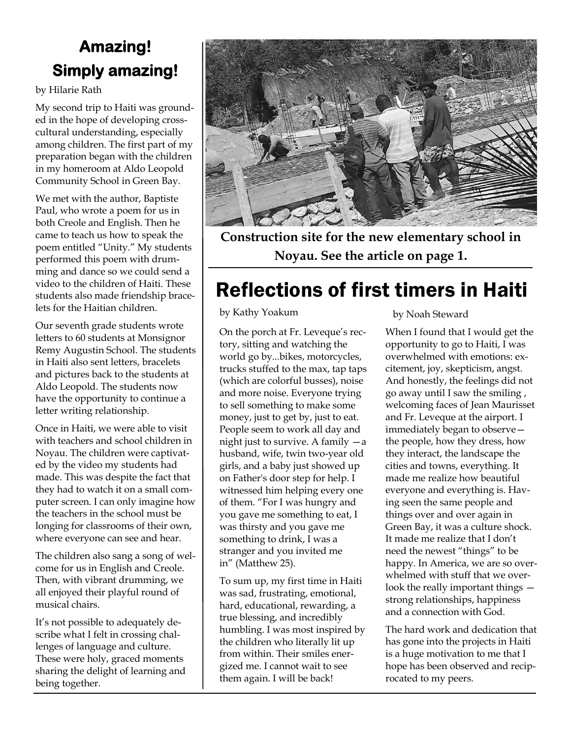# Amazing! Simply amazing!

by Hilarie Rath

My second trip to Haiti was grounded in the hope of developing cross-cultural understanding, especially among children. The first part of my preparation began with the children in my homeroom at Aldo Leopold Community School in Green Bay.

We met with the author, Baptiste Paul, who wrote a poem for us in both Creole and English. Then he came to teach us how to speak the poem entitled "Unity." My students performed this poem with drumming and dance so we could send a video to the children of Haiti. These students also made friendship bracelets for the Haitian children.

Our seventh grade students wrote letters to 60 students at Monsignor Remy Augustin School. The students in Haiti also sent letters, bracelets and pictures back to the students at Aldo Leopold. The students now have the opportunity to continue a letter writing relationship.

Once in Haiti, we were able to visit with teachers and school children in Noyau. The children were captivated by the video my students had made. This was despite the fact that they had to watch it on a small computer screen. I can only imagine how the teachers in the school must be longing for classrooms of their own, where everyone can see and hear.

The children also sang a song of welcome for us in English and Creole. Then, with vibrant drumming, we all enjoyed their playful round of musical chairs.

It's not possible to adequately describe what I felt in crossing challenges of language and culture. These were holy, graced moments sharing the delight of learning and being together.

**Construction site for the new elementary school in Noyau. See the article on page 1.**

# Reflections of first timers in Haiti

by Kathy Yoakum

On the porch at Fr. Leveque's rectory, sitting and watching the world go by...bikes, motorcycles, trucks stuffed to the max, tap taps (which are colorful busses), noise and more noise. Everyone trying to sell something to make some money, just to get by, just to eat. People seem to work all day and night just to survive. A family —a husband, wife, twin two-year old girls, and a baby just showed up on Father's door step for help. I witnessed him helping every one of them. "For I was hungry and you gave me something to eat, I was thirsty and you gave me something to drink, I was a stranger and you invited me in" (Matthew 25).

To sum up, my first time in Haiti was sad, frustrating, emotional, hard, educational, rewarding, a true blessing, and incredibly humbling. I was most inspired by the children who literally lit up from within. Their smiles energized me. I cannot wait to see them again. I will be back!

by Noah Steward

When I found that I would get the opportunity to go to Haiti, I was overwhelmed with emotions: excitement, joy, skepticism, angst. And honestly, the feelings did not go away until I saw the smiling , welcoming faces of Jean Maurisset and Fr. Leveque at the airport. I immediately began to observe—the people, how they dress, how they interact, the landscape the cities and towns, everything. It made me realize how beautiful everyone and everything is. Having seen the same people and things over and over again in Green Bay, it was a culture shock. It made me realize that I don't need the newest "things" to be happy. In America, we are so overwhelmed with stuff that we overlook the really important things — strong relationships, happiness and a connection with God.

The hard work and dedication that has gone into the projects in Haiti is a huge motivation to me that I hope has been observed and reciprocated to my peers.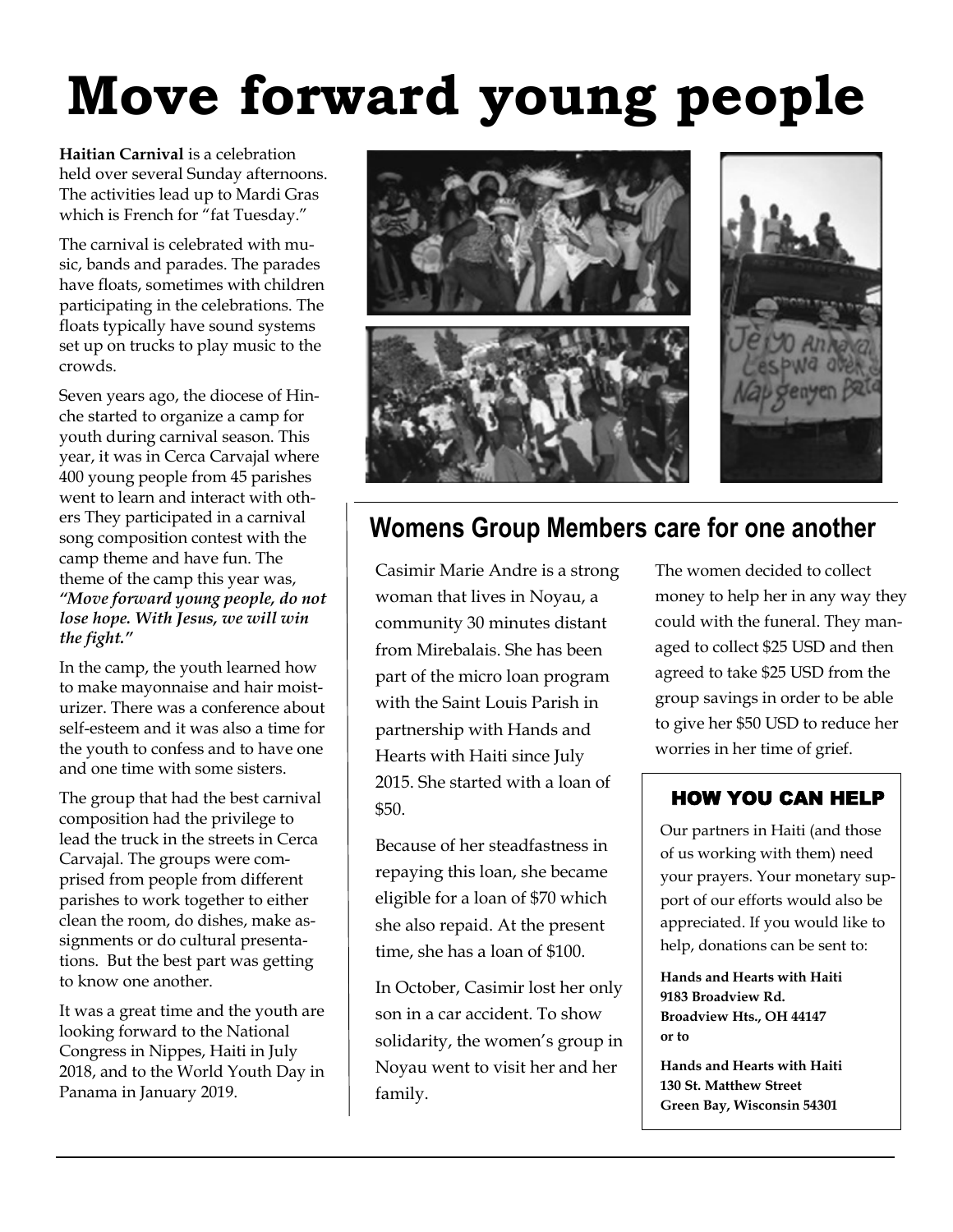# Move forward young people

**Haitian Carnival** is a celebration held over several Sunday afternoons. The activities lead up to Mardi Gras which is French for "fat Tuesday."

The carnival is celebrated with music, bands and parades. The parades have floats, sometimes with children participating in the celebrations. The floats typically have sound systems set up on trucks to play music to the crowds.

Seven years ago, the diocese of Hinche started to organize a camp for youth during carnival season. This year, it was in Cerca Carvajal where 400 young people from 45 parishes went to learn and interact with others They participated in a carnival song composition contest with the camp theme and have fun. The theme of the camp this year was, ***"Move forward young people, do not lose hope. With Jesus, we will win the fight."***

In the camp, the youth learned how to make mayonnaise and hair moisturizer. There was a conference about self-esteem and it was also a time for the youth to confess and to have one and one time with some sisters.

The group that had the best carnival composition had the privilege to lead the truck in the streets in Cerca Carvajal. The groups were comprised from people from different parishes to work together to either clean the room, do dishes, make assignments or do cultural presentations. But the best part was getting to know one another.

It was a great time and the youth are looking forward to the National Congress in Nippes, Haiti in July 2018, and to the World Youth Day in Panama in January 2019.

## Womens Group Members care for one another

Casimir Marie Andre is a strong woman that lives in Noyau, a community 30 minutes distant from Mirebalais. She has been part of the micro loan program with the Saint Louis Parish in partnership with Hands and Hearts with Haiti since July 2015. She started with a loan of $50.

Because of her steadfastness in repaying this loan, she became eligible for a loan of $70 which she also repaid. At the present time, she has a loan of $100.

In October, Casimir lost her only son in a car accident. To show solidarity, the women's group in Noyau went to visit her and her family.

The women decided to collect money to help her in any way they could with the funeral. They managed to collect $25 USD and then agreed to take $25 USD from the group savings in order to be able to give her $50 USD to reduce her worries in her time of grief.

### HOW YOU CAN HELP

Our partners in Haiti (and those of us working with them) need your prayers. Your monetary support of our efforts would also be appreciated. If you would like to help, donations can be sent to:

**Hands and Hearts with Haiti**
**9183 Broadview Rd.**
**Broadview Hts., OH 44147**
**or to**

**Hands and Hearts with Haiti**
**130 St. Matthew Street**
**Green Bay, Wisconsin 54301**